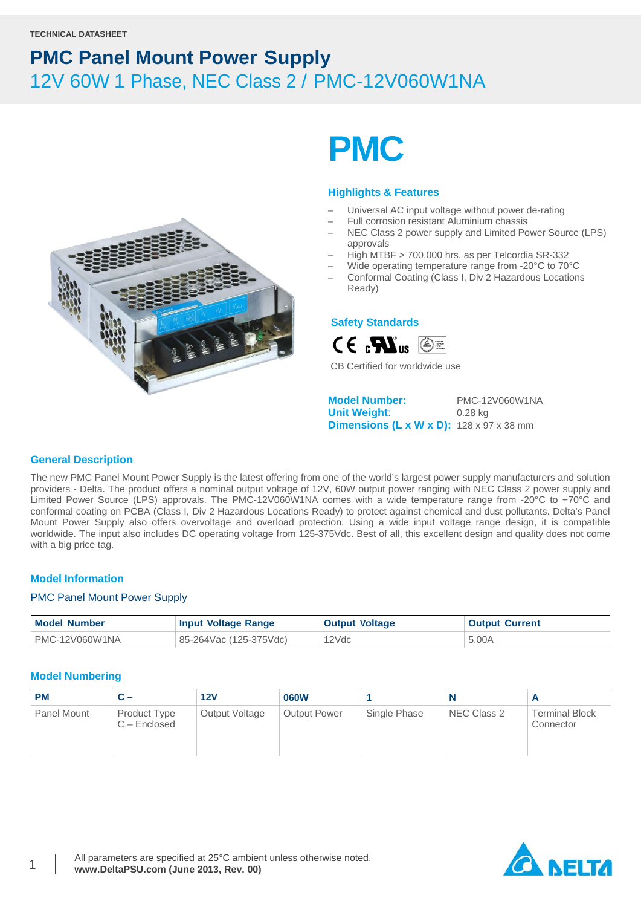TECHNICAL DATASHEET

# PMC Panel Mount Power Supply

## 12V 60W 1 Phase, NEC Class 2 / PMC-12V060W1NA

# PMC

### Highlights & Features

- Universal AC input voltage without power de-rating
- Full corrosion resistant Aluminium chassis
- NEC Class 2 power supply and Limited Power Source (LPS) approvals
- High MTBF > 700,000 hrs. as per Telcordia SR-332
- Wide operating temperature range from -20°C to 70°C
- Conformal Coating (Class I, Div 2 Hazardous Locations Ready)

### Safety Standards

CB Certified for worldwide use

**Model Number:** PMC-12V060W1NA
**Unit Weight:** 0.28 kg
**Dimensions (L x W x D):** 128 x 97 x 38 mm

### General Description

The new PMC Panel Mount Power Supply is the latest offering from one of the world's largest power supply manufacturers and solution providers - Delta. The product offers a nominal output voltage of 12V, 60W output power ranging with NEC Class 2 power supply and Limited Power Source (LPS) approvals. The PMC-12V060W1NA comes with a wide temperature range from -20°C to +70°C and conformal coating on PCBA (Class I, Div 2 Hazardous Locations Ready) to protect against chemical and dust pollutants. Delta's Panel Mount Power Supply also offers overvoltage and overload protection. Using a wide input voltage range design, it is compatible worldwide. The input also includes DC operating voltage from 125-375Vdc. Best of all, this excellent design and quality does not come with a big price tag.

### Model Information

PMC Panel Mount Power Supply

| Model Number | Input Voltage Range | Output Voltage | Output Current |
|---|---|---|---|
| PMC-12V060W1NA | 85-264Vac (125-375Vdc) | 12Vdc | 5.00A |

### Model Numbering

| PM | C – | 12V | 060W | 1 | N | A |
|---|---|---|---|---|---|---|
| Panel Mount | Product Type<br>C – Enclosed | Output Voltage | Output Power | Single Phase | NEC Class 2 | Terminal Block Connector |

All parameters are specified at 25°C ambient unless otherwise noted.
**www.DeltaPSU.com (June 2013, Rev. 00)**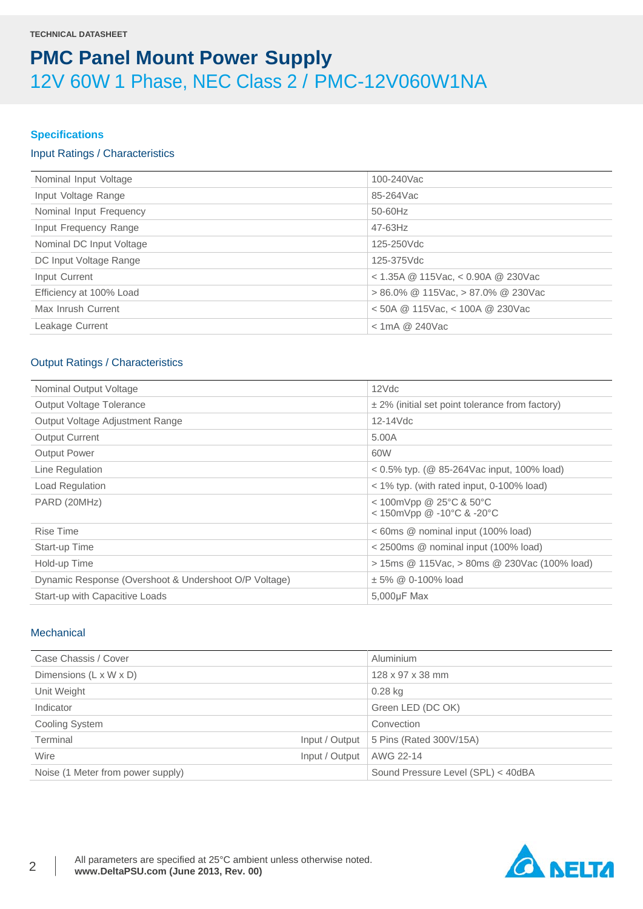TECHNICAL DATASHEET

# PMC Panel Mount Power Supply

## 12V 60W 1 Phase, NEC Class 2 / PMC-12V060W1NA

### Specifications

#### Input Ratings / Characteristics

| | |
|---|---|
| Nominal Input Voltage | 100-240Vac |
| Input Voltage Range | 85-264Vac |
| Nominal Input Frequency | 50-60Hz |
| Input Frequency Range | 47-63Hz |
| Nominal DC Input Voltage | 125-250Vdc |
| DC Input Voltage Range | 125-375Vdc |
| Input Current | < 1.35A @ 115Vac, < 0.90A @ 230Vac |
| Efficiency at 100% Load | > 86.0% @ 115Vac, > 87.0% @ 230Vac |
| Max Inrush Current | < 50A @ 115Vac, < 100A @ 230Vac |
| Leakage Current | < 1mA @ 240Vac |

#### Output Ratings / Characteristics

| | |
|---|---|
| Nominal Output Voltage | 12Vdc |
| Output Voltage Tolerance | ± 2% (initial set point tolerance from factory) |
| Output Voltage Adjustment Range | 12-14Vdc |
| Output Current | 5.00A |
| Output Power | 60W |
| Line Regulation | < 0.5% typ. (@ 85-264Vac input, 100% load) |
| Load Regulation | < 1% typ. (with rated input, 0-100% load) |
| PARD (20MHz) | < 100mVpp @ 25°C & 50°C<br>< 150mVpp @ -10°C & -20°C |
| Rise Time | < 60ms @ nominal input (100% load) |
| Start-up Time | < 2500ms @ nominal input (100% load) |
| Hold-up Time | > 15ms @ 115Vac, > 80ms @ 230Vac (100% load) |
| Dynamic Response (Overshoot & Undershoot O/P Voltage) | ± 5% @ 0-100% load |
| Start-up with Capacitive Loads | 5,000µF Max |

#### Mechanical

| | | |
|---|---|---|
| Case Chassis / Cover | | Aluminium |
| Dimensions (L x W x D) | | 128 x 97 x 38 mm |
| Unit Weight | | 0.28 kg |
| Indicator | | Green LED (DC OK) |
| Cooling System | | Convection |
| Terminal | Input / Output | 5 Pins (Rated 300V/15A) |
| Wire | Input / Output | AWG 22-14 |
| Noise (1 Meter from power supply) | | Sound Pressure Level (SPL) < 40dBA |

All parameters are specified at 25°C ambient unless otherwise noted.
**www.DeltaPSU.com (June 2013, Rev. 00)**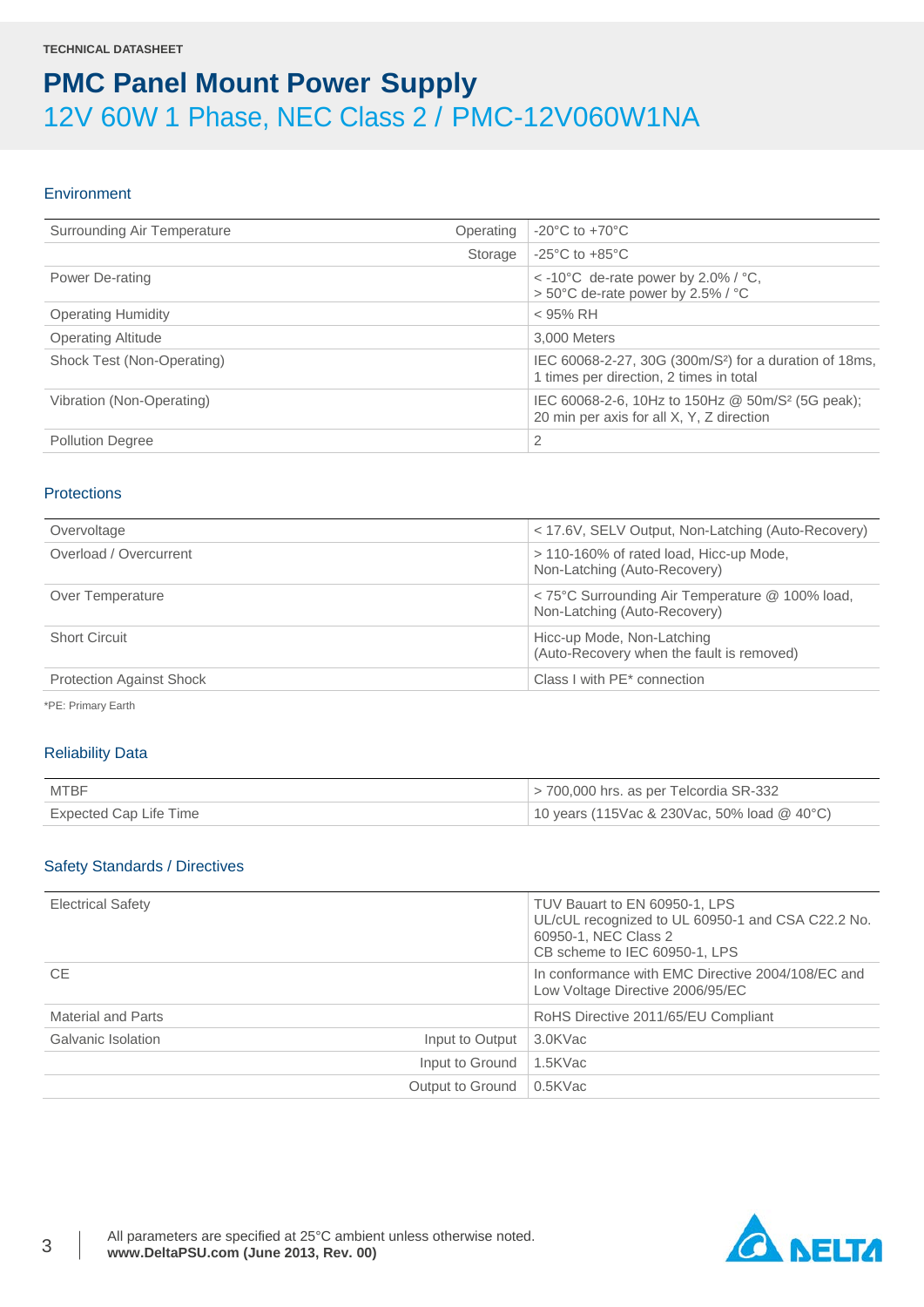TECHNICAL DATASHEET

# PMC Panel Mount Power Supply

## 12V 60W 1 Phase, NEC Class 2 / PMC-12V060W1NA

### Environment

| | | |
|---|---|---|
| Surrounding Air Temperature | Operating | -20°C to +70°C |
| | Storage | -25°C to +85°C |
| Power De-rating | | < -10°C de-rate power by 2.0% / °C,<br>> 50°C de-rate power by 2.5% / °C |
| Operating Humidity | | < 95% RH |
| Operating Altitude | | 3,000 Meters |
| Shock Test (Non-Operating) | | IEC 60068-2-27, 30G (300m/S²) for a duration of 18ms, 1 times per direction, 2 times in total |
| Vibration (Non-Operating) | | IEC 60068-2-6, 10Hz to 150Hz @ 50m/S² (5G peak); 20 min per axis for all X, Y, Z direction |
| Pollution Degree | | 2 |

### Protections

| | |
|---|---|
| Overvoltage | < 17.6V, SELV Output, Non-Latching (Auto-Recovery) |
| Overload / Overcurrent | > 110-160% of rated load, Hicc-up Mode, Non-Latching (Auto-Recovery) |
| Over Temperature | < 75°C Surrounding Air Temperature @ 100% load, Non-Latching (Auto-Recovery) |
| Short Circuit | Hicc-up Mode, Non-Latching<br>(Auto-Recovery when the fault is removed) |
| Protection Against Shock | Class I with PE* connection |

*PE: Primary Earth

### Reliability Data

| | |
|---|---|
| MTBF | > 700,000 hrs. as per Telcordia SR-332 |
| Expected Cap Life Time | 10 years (115Vac & 230Vac, 50% load @ 40°C) |

### Safety Standards / Directives

| | | |
|---|---|---|
| Electrical Safety | | TUV Bauart to EN 60950-1, LPS<br>UL/cUL recognized to UL 60950-1 and CSA C22.2 No. 60950-1, NEC Class 2<br>CB scheme to IEC 60950-1, LPS |
| CE | | In conformance with EMC Directive 2004/108/EC and Low Voltage Directive 2006/95/EC |
| Material and Parts | | RoHS Directive 2011/65/EU Compliant |
| Galvanic Isolation | Input to Output | 3.0KVac |
| | Input to Ground | 1.5KVac |
| | Output to Ground | 0.5KVac |

All parameters are specified at 25°C ambient unless otherwise noted.
**www.DeltaPSU.com (June 2013, Rev. 00)**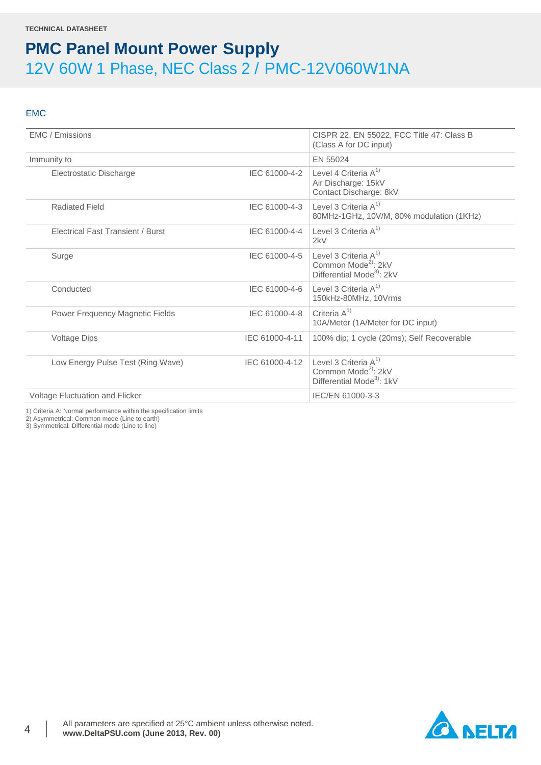TECHNICAL DATASHEET

# PMC Panel Mount Power Supply

## 12V 60W 1 Phase, NEC Class 2 / PMC-12V060W1NA

### EMC

| | | |
|---|---|---|
| EMC / Emissions | | CISPR 22, EN 55022, FCC Title 47: Class B (Class A for DC input) |
| Immunity to | | EN 55024 |
| Electrostatic Discharge | IEC 61000-4-2 | Level 4 Criteria A[1]<br>Air Discharge: 15kV<br>Contact Discharge: 8kV |
| Radiated Field | IEC 61000-4-3 | Level 3 Criteria A[1]<br>80MHz-1GHz, 10V/M, 80% modulation (1KHz) |
| Electrical Fast Transient / Burst | IEC 61000-4-4 | Level 3 Criteria A[1]<br>2kV |
| Surge | IEC 61000-4-5 | Level 3 Criteria A[1]<br>Common Mode[2]: 2kV<br>Differential Mode[3]: 2kV |
| Conducted | IEC 61000-4-6 | Level 3 Criteria A[1]<br>150kHz-80MHz, 10Vrms |
| Power Frequency Magnetic Fields | IEC 61000-4-8 | Criteria A[1]<br>10A/Meter (1A/Meter for DC input) |
| Voltage Dips | IEC 61000-4-11 | 100% dip; 1 cycle (20ms); Self Recoverable |
| Low Energy Pulse Test (Ring Wave) | IEC 61000-4-12 | Level 3 Criteria A[1]<br>Common Mode[2]: 2kV<br>Differential Mode[3]: 1kV |
| Voltage Fluctuation and Flicker | | IEC/EN 61000-3-3 |

1) Criteria A: Normal performance within the specification limits
2) Asymmetrical: Common mode (Line to earth)
3) Symmetrical: Differential mode (Line to line)

All parameters are specified at 25°C ambient unless otherwise noted.
**www.DeltaPSU.com (June 2013, Rev. 00)**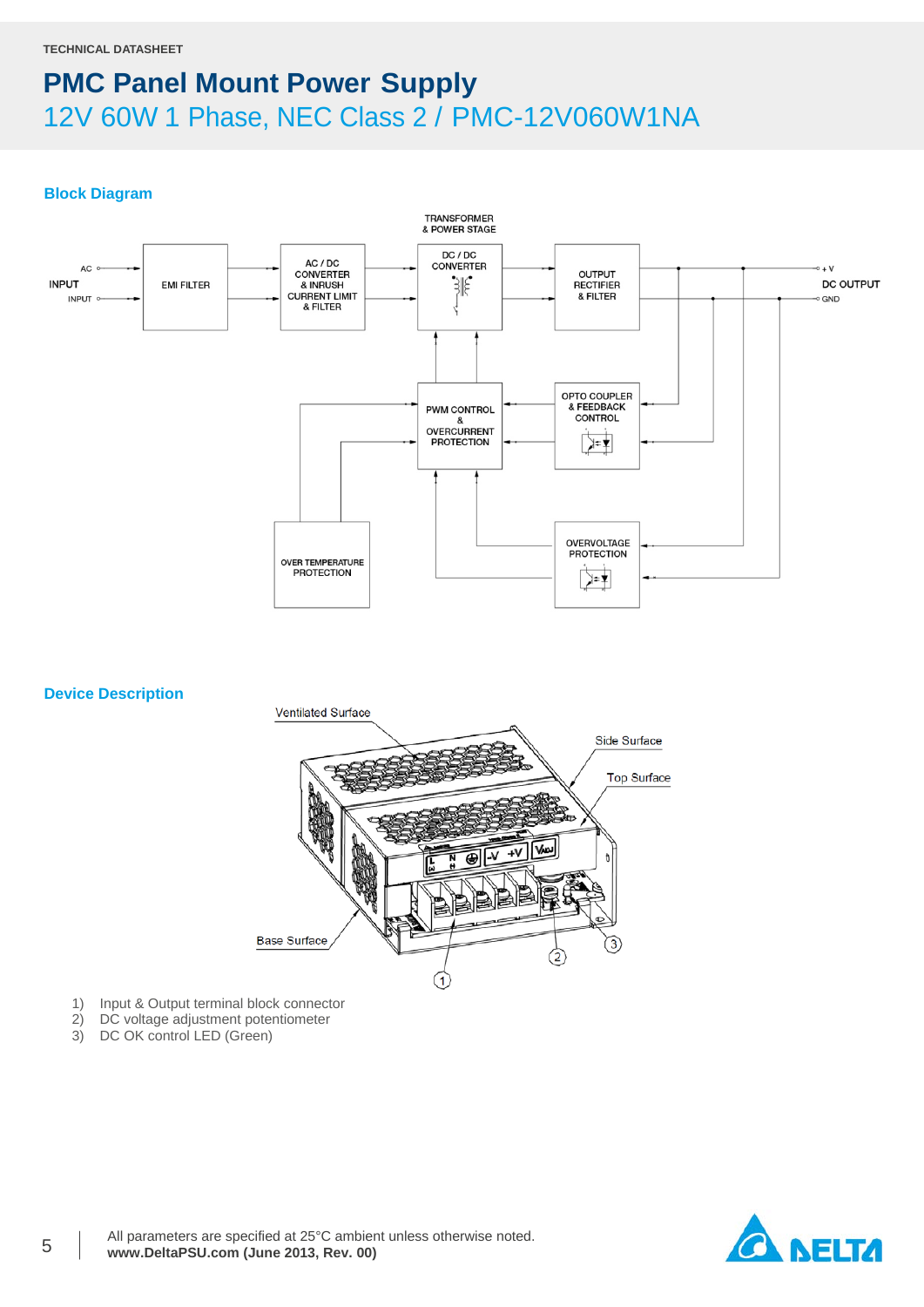TECHNICAL DATASHEET

# PMC Panel Mount Power Supply

## 12V 60W 1 Phase, NEC Class 2 / PMC-12V060W1NA

### Block Diagram

### Device Description

1) Input & Output terminal block connector
2) DC voltage adjustment potentiometer
3) DC OK control LED (Green)

All parameters are specified at 25°C ambient unless otherwise noted.
**www.DeltaPSU.com (June 2013, Rev. 00)**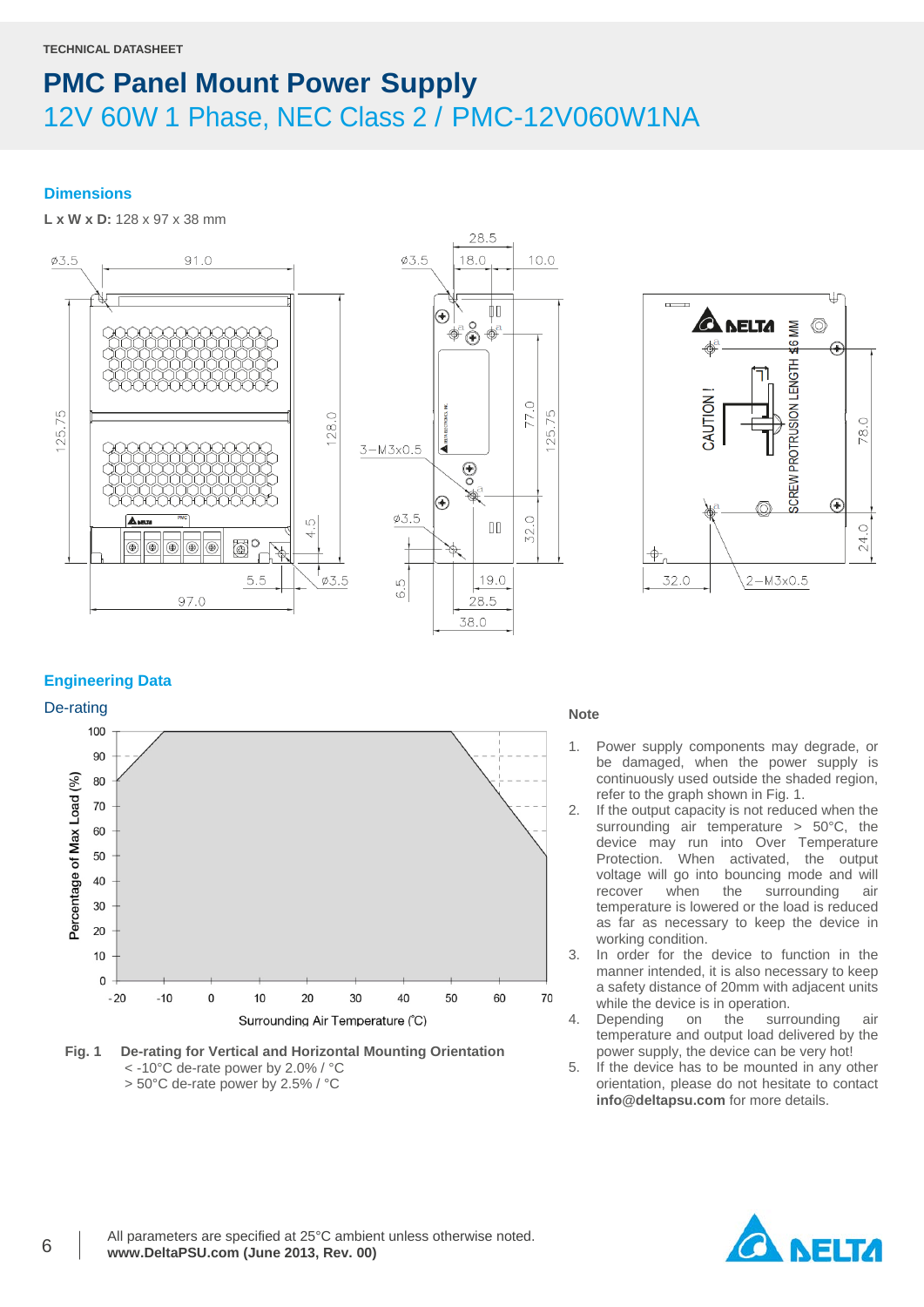TECHNICAL DATASHEET

# PMC Panel Mount Power Supply

## 12V 60W 1 Phase, NEC Class 2 / PMC-12V060W1NA

### Dimensions

**L x W x D:** 128 x 97 x 38 mm

### Engineering Data

#### De-rating

**Fig. 1** **De-rating for Vertical and Horizontal Mounting Orientation**
< -10°C de-rate power by 2.0% / °C
> 50°C de-rate power by 2.5% / °C

**Note**

1. Power supply components may degrade, or be damaged, when the power supply is continuously used outside the shaded region, refer to the graph shown in Fig. 1.
2. If the output capacity is not reduced when the surrounding air temperature > 50°C, the device may run into Over Temperature Protection. When activated, the output voltage will go into bouncing mode and will recover when the surrounding air temperature is lowered or the load is reduced as far as necessary to keep the device in working condition.
3. In order for the device to function in the manner intended, it is also necessary to keep a safety distance of 20mm with adjacent units while the device is in operation.
4. Depending on the surrounding air temperature and output load delivered by the power supply, the device can be very hot!
5. If the device has to be mounted in any other orientation, please do not hesitate to contact **info@deltapsu.com** for more details.

All parameters are specified at 25°C ambient unless otherwise noted.
**www.DeltaPSU.com (June 2013, Rev. 00)**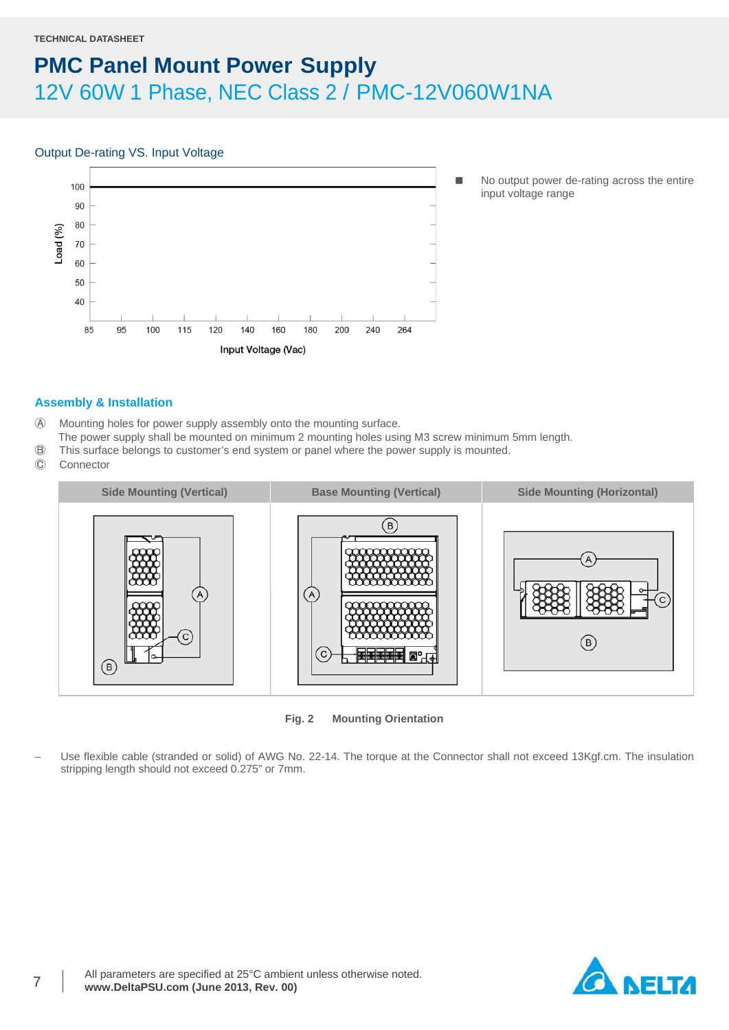TECHNICAL DATASHEET

# PMC Panel Mount Power Supply

## 12V 60W 1 Phase, NEC Class 2 / PMC-12V060W1NA

### Output De-rating VS. Input Voltage

- No output power de-rating across the entire input voltage range

### Assembly & Installation

Ⓐ Mounting holes for power supply assembly onto the mounting surface.
The power supply shall be mounted on minimum 2 mounting holes using M3 screw minimum 5mm length.

Ⓑ This surface belongs to customer's end system or panel where the power supply is mounted.

Ⓒ Connector

| Side Mounting (Vertical) | Base Mounting (Vertical) | Side Mounting (Horizontal) |
|---|---|---|
| | | |

**Fig. 2 Mounting Orientation**

– Use flexible cable (stranded or solid) of AWG No. 22-14. The torque at the Connector shall not exceed 13Kgf.cm. The insulation stripping length should not exceed 0.275" or 7mm.

All parameters are specified at 25°C ambient unless otherwise noted.
**www.DeltaPSU.com (June 2013, Rev. 00)**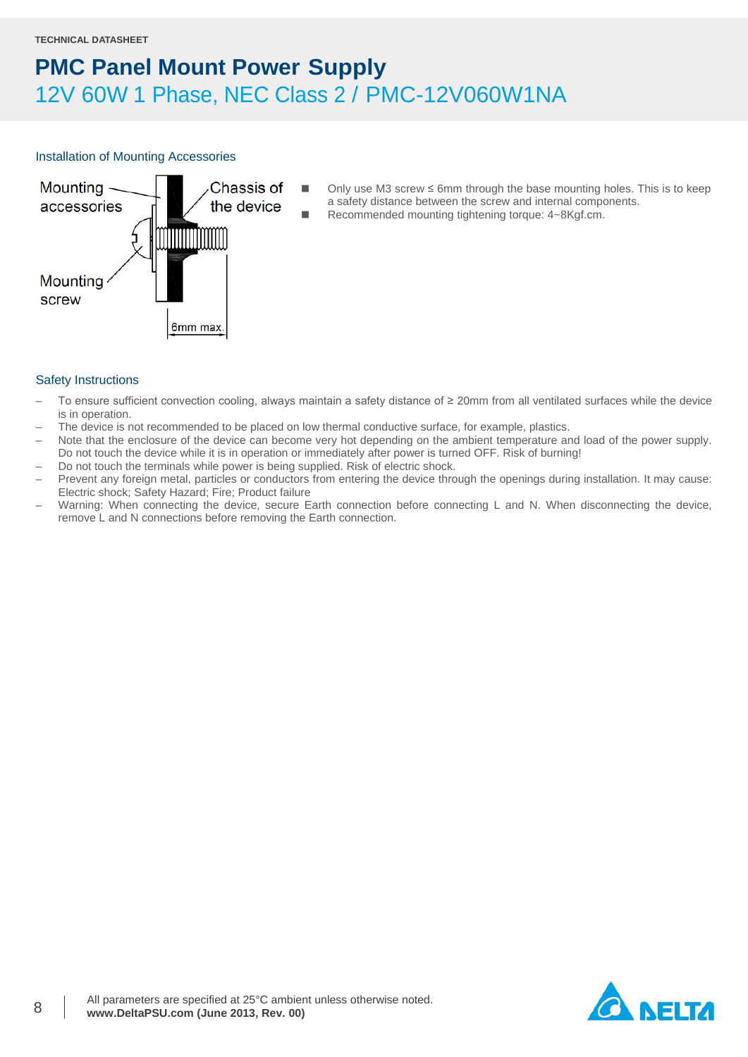## Installation of Mounting Accessories

- Only use M3 screw ≤ 6mm through the base mounting holes. This is to keep a safety distance between the screw and internal components.
- Recommended mounting tightening torque: 4~8Kgf.cm.

## Safety Instructions

- To ensure sufficient convection cooling, always maintain a safety distance of ≥ 20mm from all ventilated surfaces while the device is in operation.
- The device is not recommended to be placed on low thermal conductive surface, for example, plastics.
- Note that the enclosure of the device can become very hot depending on the ambient temperature and load of the power supply. Do not touch the device while it is in operation or immediately after power is turned OFF. Risk of burning!
- Do not touch the terminals while power is being supplied. Risk of electric shock.
- Prevent any foreign metal, particles or conductors from entering the device through the openings during installation. It may cause: Electric shock; Safety Hazard; Fire; Product failure
- Warning: When connecting the device, secure Earth connection before connecting L and N. When disconnecting the device, remove L and N connections before removing the Earth connection.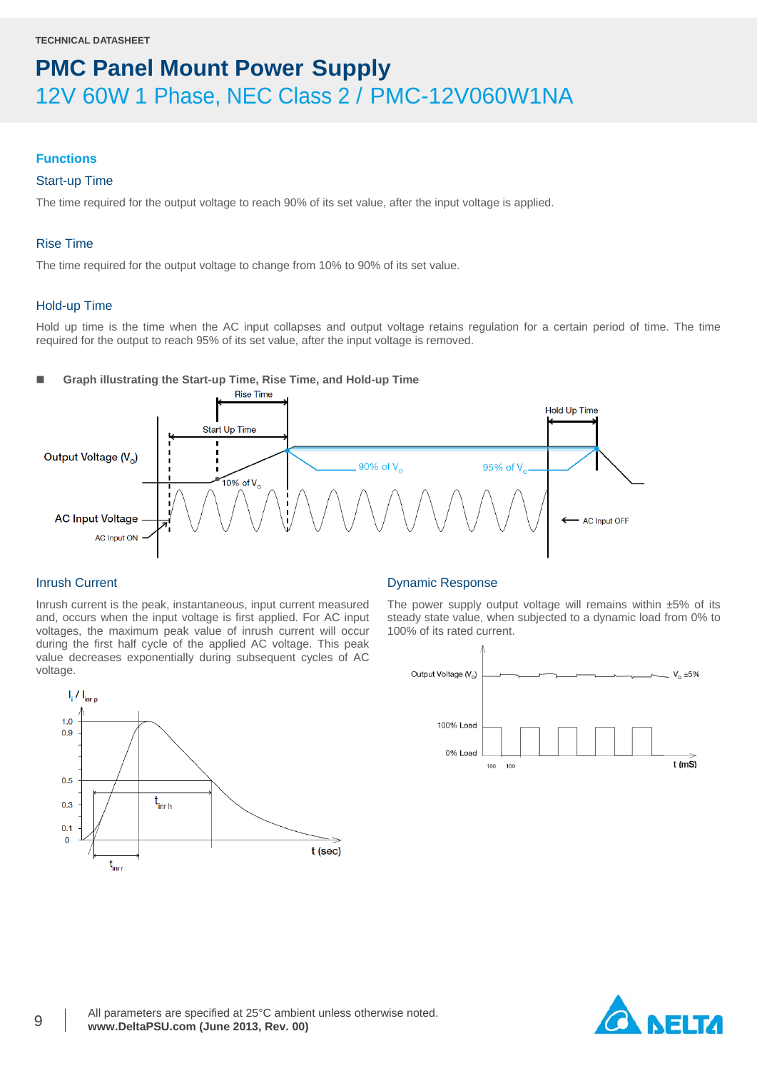## Functions

### Start-up Time

The time required for the output voltage to reach 90% of its set value, after the input voltage is applied.

### Rise Time

The time required for the output voltage to change from 10% to 90% of its set value.

### Hold-up Time

Hold up time is the time when the AC input collapses and output voltage retains regulation for a certain period of time. The time required for the output to reach 95% of its set value, after the input voltage is removed.

- **Graph illustrating the Start-up Time, Rise Time, and Hold-up Time**

### Inrush Current

Inrush current is the peak, instantaneous, input current measured and, occurs when the input voltage is first applied. For AC input voltages, the maximum peak value of inrush current will occur during the first half cycle of the applied AC voltage. This peak value decreases exponentially during subsequent cycles of AC voltage.

### Dynamic Response

The power supply output voltage will remains within ±5% of its steady state value, when subjected to a dynamic load from 0% to 100% of its rated current.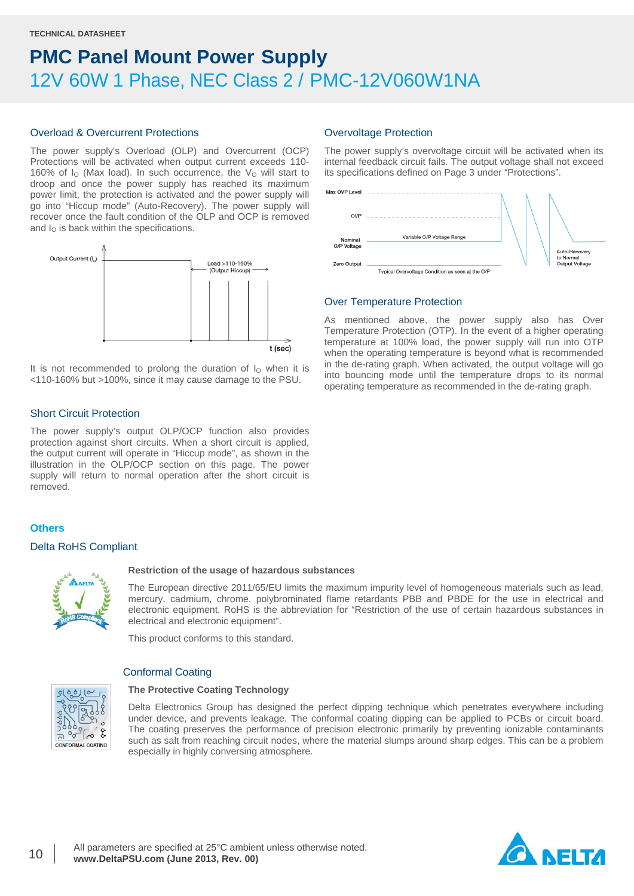TECHNICAL DATASHEET

# PMC Panel Mount Power Supply

## 12V 60W 1 Phase, NEC Class 2 / PMC-12V060W1NA

### Overload & Overcurrent Protections

The power supply's Overload (OLP) and Overcurrent (OCP) Protections will be activated when output current exceeds 110-160% of $I_O$ (Max load). In such occurrence, the $V_O$ will start to droop and once the power supply has reached its maximum power limit, the protection is activated and the power supply will go into "Hiccup mode" (Auto-Recovery). The power supply will recover once the fault condition of the OLP and OCP is removed and $I_O$ is back within the specifications.

Output Current ($I_O$)

Load >110-160%
(Output Hiccup)

t (sec)

It is not recommended to prolong the duration of $I_O$ when it is <110-160% but >100%, since it may cause damage to the PSU.

### Short Circuit Protection

The power supply's output OLP/OCP function also provides protection against short circuits. When a short circuit is applied, the output current will operate in "Hiccup mode", as shown in the illustration in the OLP/OCP section on this page. The power supply will return to normal operation after the short circuit is removed.

### Overvoltage Protection

The power supply's overvoltage circuit will be activated when its internal feedback circuit fails. The output voltage shall not exceed its specifications defined on Page 3 under "Protections".

Max OVP Level

OVP

Nominal O/P Voltage

Variable O/P Voltage Range

Zero Output

Auto-Recovery to Normal Output Voltage

Typical Overvoltage Condition as seen at the O/P

### Over Temperature Protection

As mentioned above, the power supply also has Over Temperature Protection (OTP). In the event of a higher operating temperature at 100% load, the power supply will run into OTP when the operating temperature is beyond what is recommended in the de-rating graph. When activated, the output voltage will go into bouncing mode until the temperature drops to its normal operating temperature as recommended in the de-rating graph.

## Others

### Delta RoHS Compliant

**Restriction of the usage of hazardous substances**

The European directive 2011/65/EU limits the maximum impurity level of homogeneous materials such as lead, mercury, cadmium, chrome, polybrominated flame retardants PBB and PBDE for the use in electrical and electronic equipment. RoHS is the abbreviation for "Restriction of the use of certain hazardous substances in electrical and electronic equipment".

This product conforms to this standard.

### Conformal Coating

**The Protective Coating Technology**

Delta Electronics Group has designed the perfect dipping technique which penetrates everywhere including under device, and prevents leakage. The conformal coating dipping can be applied to PCBs or circuit board. The coating preserves the performance of precision electronic primarily by preventing ionizable contaminants such as salt from reaching circuit nodes, where the material slumps around sharp edges. This can be a problem especially in highly conversing atmosphere.

All parameters are specified at 25°C ambient unless otherwise noted.
**www.DeltaPSU.com (June 2013, Rev. 00)**